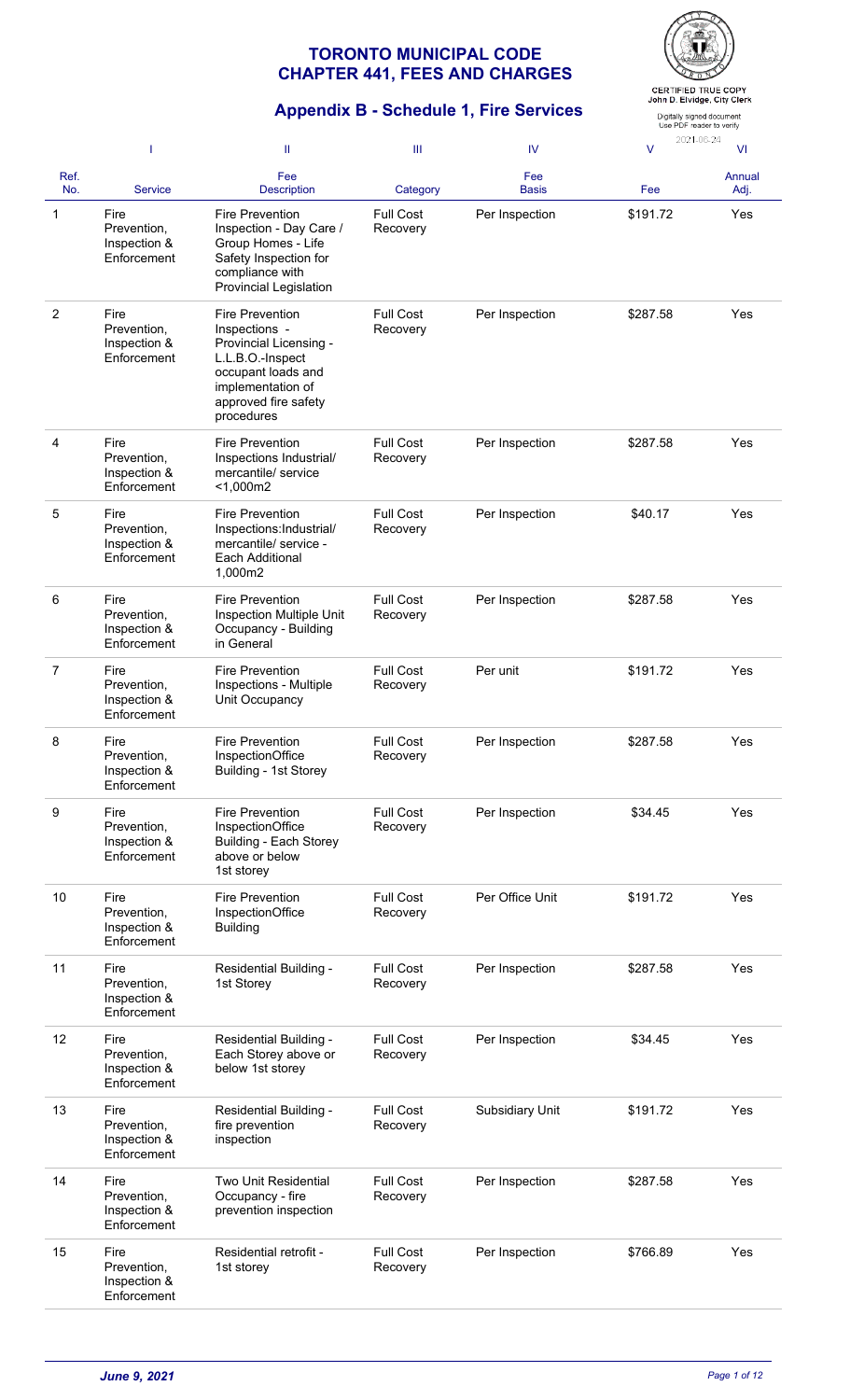# TORONTO MUNICIPAL CODE
# CHAPTER 441, FEES AND CHARGES

## Appendix B - Schedule 1, Fire Services

CERTIFIED TRUE COPY
John D. Elvidge, City Clerk

Digitally signed document
Use PDF reader to verify

2021-06-24

| | I | II | III | IV | V | VI |
|---|---|---|---|---|---|---|
| Ref. No. | Service | Fee Description | Category | Fee Basis | Fee | Annual Adj. |
| 1 | Fire Prevention, Inspection & Enforcement | Fire Prevention Inspection - Day Care / Group Homes - Life Safety Inspection for compliance with Provincial Legislation | Full Cost Recovery | Per Inspection | $191.72 | Yes |
| 2 | Fire Prevention, Inspection & Enforcement | Fire Prevention Inspections - Provincial Licensing - L.L.B.O.-Inspect occupant loads and implementation of approved fire safety procedures | Full Cost Recovery | Per Inspection | $287.58 | Yes |
| 4 | Fire Prevention, Inspection & Enforcement | Fire Prevention Inspections Industrial/ mercantile/ service <1,000m2 | Full Cost Recovery | Per Inspection | $287.58 | Yes |
| 5 | Fire Prevention, Inspection & Enforcement | Fire Prevention Inspections:Industrial/ mercantile/ service - Each Additional 1,000m2 | Full Cost Recovery | Per Inspection | $40.17 | Yes |
| 6 | Fire Prevention, Inspection & Enforcement | Fire Prevention Inspection Multiple Unit Occupancy - Building in General | Full Cost Recovery | Per Inspection | $287.58 | Yes |
| 7 | Fire Prevention, Inspection & Enforcement | Fire Prevention Inspections - Multiple Unit Occupancy | Full Cost Recovery | Per unit | $191.72 | Yes |
| 8 | Fire Prevention, Inspection & Enforcement | Fire Prevention InspectionOffice Building - 1st Storey | Full Cost Recovery | Per Inspection | $287.58 | Yes |
| 9 | Fire Prevention, Inspection & Enforcement | Fire Prevention InspectionOffice Building - Each Storey above or below 1st storey | Full Cost Recovery | Per Inspection | $34.45 | Yes |
| 10 | Fire Prevention, Inspection & Enforcement | Fire Prevention InspectionOffice Building | Full Cost Recovery | Per Office Unit | $191.72 | Yes |
| 11 | Fire Prevention, Inspection & Enforcement | Residential Building - 1st Storey | Full Cost Recovery | Per Inspection | $287.58 | Yes |
| 12 | Fire Prevention, Inspection & Enforcement | Residential Building - Each Storey above or below 1st storey | Full Cost Recovery | Per Inspection | $34.45 | Yes |
| 13 | Fire Prevention, Inspection & Enforcement | Residential Building - fire prevention inspection | Full Cost Recovery | Subsidiary Unit | $191.72 | Yes |
| 14 | Fire Prevention, Inspection & Enforcement | Two Unit Residential Occupancy - fire prevention inspection | Full Cost Recovery | Per Inspection | $287.58 | Yes |
| 15 | Fire Prevention, Inspection & Enforcement | Residential retrofit - 1st storey | Full Cost Recovery | Per Inspection | $766.89 | Yes |

*June 9, 2021*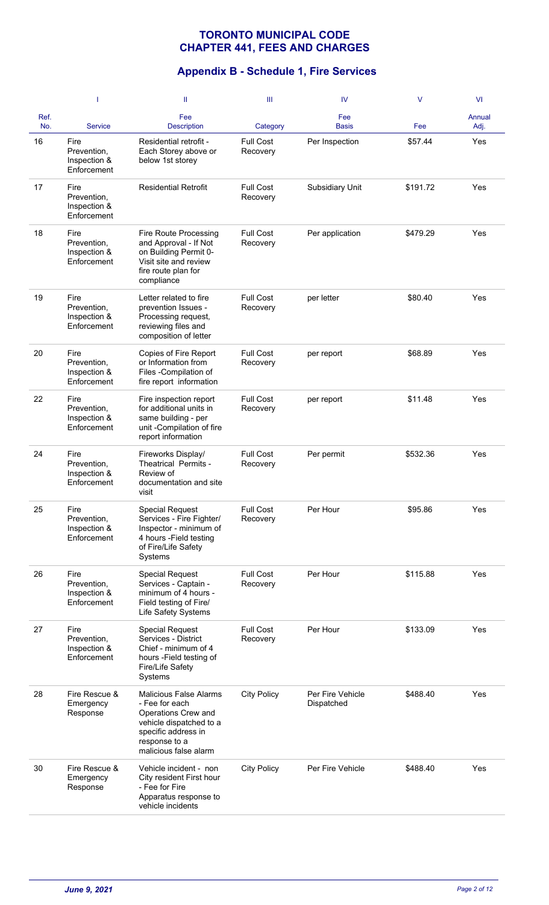# TORONTO MUNICIPAL CODE
# CHAPTER 441, FEES AND CHARGES

## Appendix B - Schedule 1, Fire Services

| | I | II | III | IV | V | VI |
|---|---|---|---|---|---|---|
| Ref. No. | Service | Fee Description | Category | Fee Basis | Fee | Annual Adj. |
| 16 | Fire Prevention, Inspection & Enforcement | Residential retrofit - Each Storey above or below 1st storey | Full Cost Recovery | Per Inspection | $57.44 | Yes |
| 17 | Fire Prevention, Inspection & Enforcement | Residential Retrofit | Full Cost Recovery | Subsidiary Unit | $191.72 | Yes |
| 18 | Fire Prevention, Inspection & Enforcement | Fire Route Processing and Approval - If Not on Building Permit 0-Visit site and review fire route plan for compliance | Full Cost Recovery | Per application | $479.29 | Yes |
| 19 | Fire Prevention, Inspection & Enforcement | Letter related to fire prevention Issues - Processing request, reviewing files and composition of letter | Full Cost Recovery | per letter | $80.40 | Yes |
| 20 | Fire Prevention, Inspection & Enforcement | Copies of Fire Report or Information from Files -Compilation of fire report information | Full Cost Recovery | per report | $68.89 | Yes |
| 22 | Fire Prevention, Inspection & Enforcement | Fire inspection report for additional units in same building - per unit -Compilation of fire report information | Full Cost Recovery | per report | $11.48 | Yes |
| 24 | Fire Prevention, Inspection & Enforcement | Fireworks Display/ Theatrical Permits - Review of documentation and site visit | Full Cost Recovery | Per permit | $532.36 | Yes |
| 25 | Fire Prevention, Inspection & Enforcement | Special Request Services - Fire Fighter/ Inspector - minimum of 4 hours -Field testing of Fire/Life Safety Systems | Full Cost Recovery | Per Hour | $95.86 | Yes |
| 26 | Fire Prevention, Inspection & Enforcement | Special Request Services - Captain - minimum of 4 hours - Field testing of Fire/ Life Safety Systems | Full Cost Recovery | Per Hour | $115.88 | Yes |
| 27 | Fire Prevention, Inspection & Enforcement | Special Request Services - District Chief - minimum of 4 hours -Field testing of Fire/Life Safety Systems | Full Cost Recovery | Per Hour | $133.09 | Yes |
| 28 | Fire Rescue & Emergency Response | Malicious False Alarms - Fee for each Operations Crew and vehicle dispatched to a specific address in response to a malicious false alarm | City Policy | Per Fire Vehicle Dispatched | $488.40 | Yes |
| 30 | Fire Rescue & Emergency Response | Vehicle incident - non City resident First hour - Fee for Fire Apparatus response to vehicle incidents | City Policy | Per Fire Vehicle | $488.40 | Yes |

*June 9, 2021*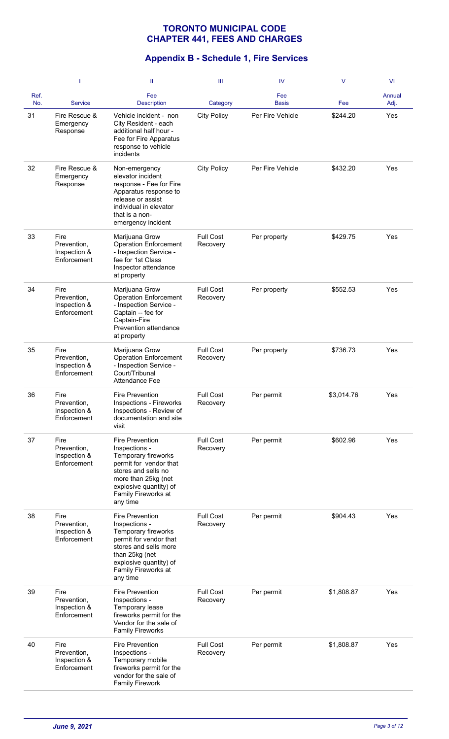# TORONTO MUNICIPAL CODE
# CHAPTER 441, FEES AND CHARGES

## Appendix B - Schedule 1, Fire Services

| | I | II | III | IV | V | VI |
|---|---|---|---|---|---|---|
| Ref. No. | Service | Fee Description | Category | Fee Basis | Fee | Annual Adj. |
| 31 | Fire Rescue & Emergency Response | Vehicle incident - non City Resident - each additional half hour - Fee for Fire Apparatus response to vehicle incidents | City Policy | Per Fire Vehicle | $244.20 | Yes |
| 32 | Fire Rescue & Emergency Response | Non-emergency elevator incident response - Fee for Fire Apparatus response to release or assist individual in elevator that is a non-emergency incident | City Policy | Per Fire Vehicle | $432.20 | Yes |
| 33 | Fire Prevention, Inspection & Enforcement | Marijuana Grow Operation Enforcement - Inspection Service - fee for 1st Class Inspector attendance at property | Full Cost Recovery | Per property | $429.75 | Yes |
| 34 | Fire Prevention, Inspection & Enforcement | Marijuana Grow Operation Enforcement - Inspection Service - Captain -- fee for Captain-Fire Prevention attendance at property | Full Cost Recovery | Per property | $552.53 | Yes |
| 35 | Fire Prevention, Inspection & Enforcement | Marijuana Grow Operation Enforcement - Inspection Service - Court/Tribunal Attendance Fee | Full Cost Recovery | Per property | $736.73 | Yes |
| 36 | Fire Prevention, Inspection & Enforcement | Fire Prevention Inspections - Fireworks Inspections - Review of documentation and site visit | Full Cost Recovery | Per permit | $3,014.76 | Yes |
| 37 | Fire Prevention, Inspection & Enforcement | Fire Prevention Inspections - Temporary fireworks permit for vendor that stores and sells no more than 25kg (net explosive quantity) of Family Fireworks at any time | Full Cost Recovery | Per permit | $602.96 | Yes |
| 38 | Fire Prevention, Inspection & Enforcement | Fire Prevention Inspections - Temporary fireworks permit for vendor that stores and sells more than 25kg (net explosive quantity) of Family Fireworks at any time | Full Cost Recovery | Per permit | $904.43 | Yes |
| 39 | Fire Prevention, Inspection & Enforcement | Fire Prevention Inspections - Temporary lease fireworks permit for the Vendor for the sale of Family Fireworks | Full Cost Recovery | Per permit | $1,808.87 | Yes |
| 40 | Fire Prevention, Inspection & Enforcement | Fire Prevention Inspections - Temporary mobile fireworks permit for the vendor for the sale of Family Firework | Full Cost Recovery | Per permit | $1,808.87 | Yes |

*June 9, 2021*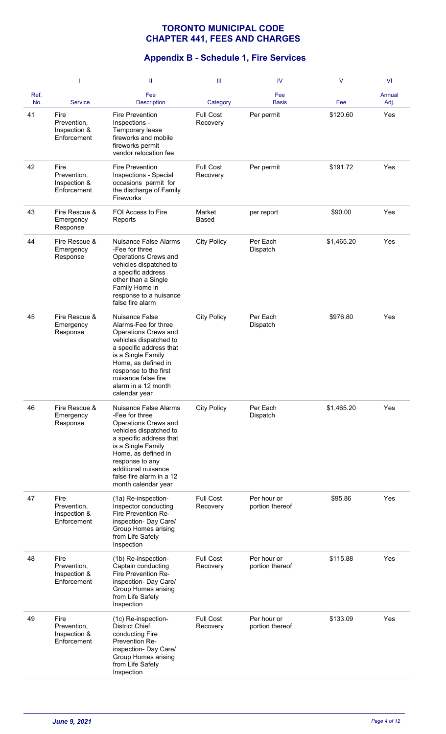# TORONTO MUNICIPAL CODE
# CHAPTER 441, FEES AND CHARGES

## Appendix B - Schedule 1, Fire Services

| | I | II | III | IV | V | VI |
|---|---|---|---|---|---|---|
| Ref. No. | Service | Fee Description | Category | Fee Basis | Fee | Annual Adj. |
| 41 | Fire Prevention, Inspection & Enforcement | Fire Prevention Inspections - Temporary lease fireworks and mobile fireworks permit vendor relocation fee | Full Cost Recovery | Per permit | $120.60 | Yes |
| 42 | Fire Prevention, Inspection & Enforcement | Fire Prevention Inspections - Special occasions permit for the discharge of Family Fireworks | Full Cost Recovery | Per permit | $191.72 | Yes |
| 43 | Fire Rescue & Emergency Response | FOI Access to Fire Reports | Market Based | per report | $90.00 | Yes |
| 44 | Fire Rescue & Emergency Response | Nuisance False Alarms -Fee for three Operations Crews and vehicles dispatched to a specific address other than a Single Family Home in response to a nuisance false fire alarm | City Policy | Per Each Dispatch | $1,465.20 | Yes |
| 45 | Fire Rescue & Emergency Response | Nuisance False Alarms-Fee for three Operations Crews and vehicles dispatched to a specific address that is a Single Family Home, as defined in response to the first nuisance false fire alarm in a 12 month calendar year | City Policy | Per Each Dispatch | $976.80 | Yes |
| 46 | Fire Rescue & Emergency Response | Nuisance False Alarms -Fee for three Operations Crews and vehicles dispatched to a specific address that is a Single Family Home, as defined in response to any additional nuisance false fire alarm in a 12 month calendar year | City Policy | Per Each Dispatch | $1,465.20 | Yes |
| 47 | Fire Prevention, Inspection & Enforcement | (1a) Re-inspection- Inspector conducting Fire Prevention Re-inspection- Day Care/ Group Homes arising from Life Safety Inspection | Full Cost Recovery | Per hour or portion thereof | $95.86 | Yes |
| 48 | Fire Prevention, Inspection & Enforcement | (1b) Re-inspection- Captain conducting Fire Prevention Re-inspection- Day Care/ Group Homes arising from Life Safety Inspection | Full Cost Recovery | Per hour or portion thereof | $115.88 | Yes |
| 49 | Fire Prevention, Inspection & Enforcement | (1c) Re-inspection- District Chief conducting Fire Prevention Re-inspection- Day Care/ Group Homes arising from Life Safety Inspection | Full Cost Recovery | Per hour or portion thereof | $133.09 | Yes |

*June 9, 2021*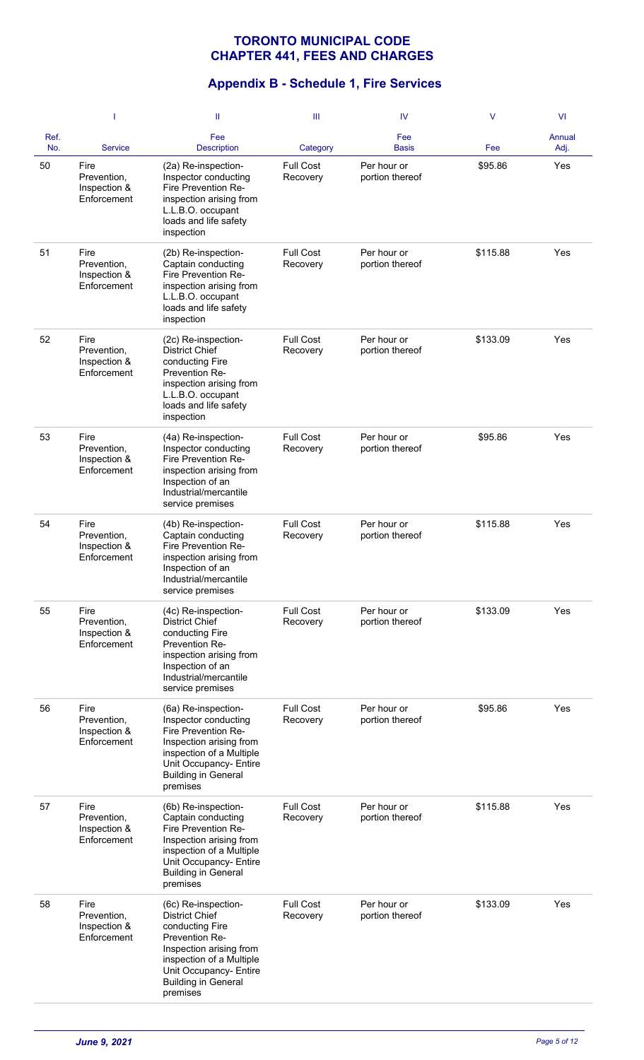# TORONTO MUNICIPAL CODE
# CHAPTER 441, FEES AND CHARGES

## Appendix B - Schedule 1, Fire Services

| | I | II | III | IV | V | VI |
|---|---|---|---|---|---|---|
| Ref. No. | Service | Fee Description | Category | Fee Basis | Fee | Annual Adj. |
| 50 | Fire Prevention, Inspection & Enforcement | (2a) Re-inspection- Inspector conducting Fire Prevention Re-inspection arising from L.L.B.O. occupant loads and life safety inspection | Full Cost Recovery | Per hour or portion thereof | $95.86 | Yes |
| 51 | Fire Prevention, Inspection & Enforcement | (2b) Re-inspection- Captain conducting Fire Prevention Re-inspection arising from L.L.B.O. occupant loads and life safety inspection | Full Cost Recovery | Per hour or portion thereof | $115.88 | Yes |
| 52 | Fire Prevention, Inspection & Enforcement | (2c) Re-inspection- District Chief conducting Fire Prevention Re-inspection arising from L.L.B.O. occupant loads and life safety inspection | Full Cost Recovery | Per hour or portion thereof | $133.09 | Yes |
| 53 | Fire Prevention, Inspection & Enforcement | (4a) Re-inspection- Inspector conducting Fire Prevention Re-inspection arising from Inspection of an Industrial/mercantile service premises | Full Cost Recovery | Per hour or portion thereof | $95.86 | Yes |
| 54 | Fire Prevention, Inspection & Enforcement | (4b) Re-inspection- Captain conducting Fire Prevention Re-inspection arising from Inspection of an Industrial/mercantile service premises | Full Cost Recovery | Per hour or portion thereof | $115.88 | Yes |
| 55 | Fire Prevention, Inspection & Enforcement | (4c) Re-inspection- District Chief conducting Fire Prevention Re-inspection arising from Inspection of an Industrial/mercantile service premises | Full Cost Recovery | Per hour or portion thereof | $133.09 | Yes |
| 56 | Fire Prevention, Inspection & Enforcement | (6a) Re-inspection- Inspector conducting Fire Prevention Re-Inspection arising from inspection of a Multiple Unit Occupancy- Entire Building in General premises | Full Cost Recovery | Per hour or portion thereof | $95.86 | Yes |
| 57 | Fire Prevention, Inspection & Enforcement | (6b) Re-inspection- Captain conducting Fire Prevention Re-Inspection arising from inspection of a Multiple Unit Occupancy- Entire Building in General premises | Full Cost Recovery | Per hour or portion thereof | $115.88 | Yes |
| 58 | Fire Prevention, Inspection & Enforcement | (6c) Re-inspection- District Chief conducting Fire Prevention Re-Inspection arising from inspection of a Multiple Unit Occupancy- Entire Building in General premises | Full Cost Recovery | Per hour or portion thereof | $133.09 | Yes |

*June 9, 2021*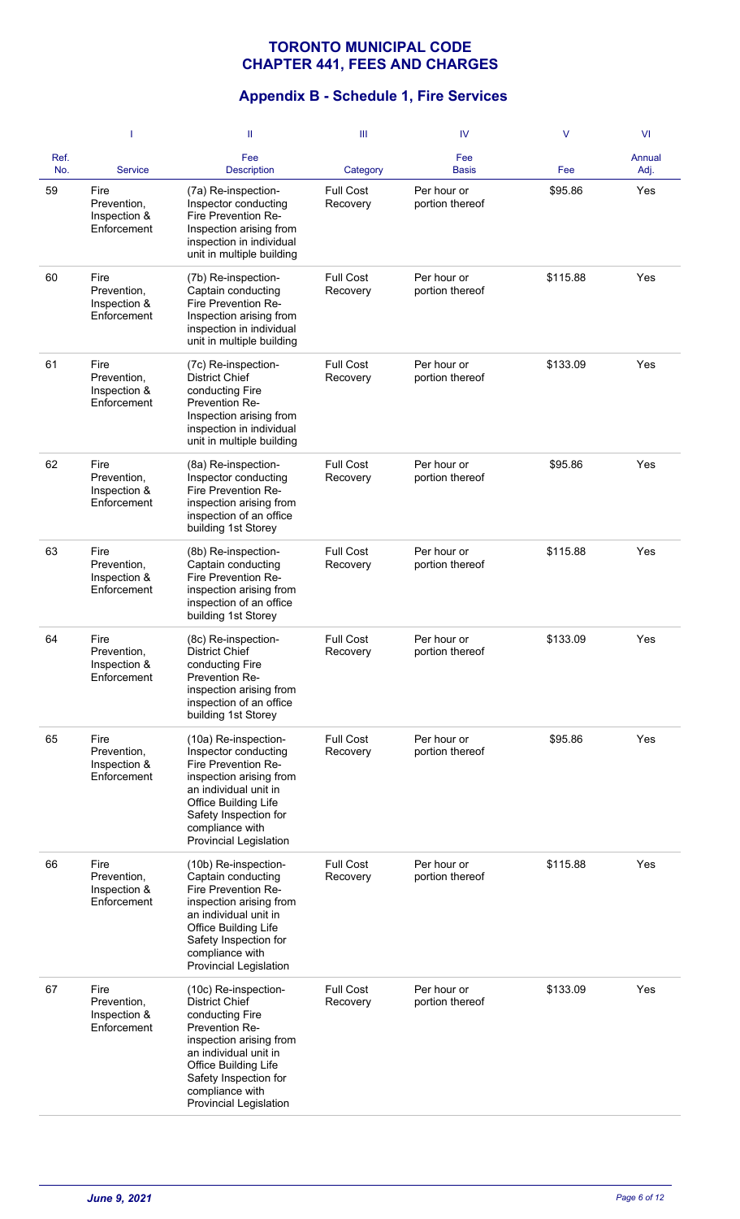# TORONTO MUNICIPAL CODE
# CHAPTER 441, FEES AND CHARGES

## Appendix B - Schedule 1, Fire Services

| | I | II | III | IV | V | VI |
|---|---|---|---|---|---|---|
| Ref. No. | Service | Fee Description | Category | Fee Basis | Fee | Annual Adj. |
| 59 | Fire Prevention, Inspection & Enforcement | (7a) Re-inspection- Inspector conducting Fire Prevention Re-Inspection arising from inspection in individual unit in multiple building | Full Cost Recovery | Per hour or portion thereof | $95.86 | Yes |
| 60 | Fire Prevention, Inspection & Enforcement | (7b) Re-inspection- Captain conducting Fire Prevention Re-Inspection arising from inspection in individual unit in multiple building | Full Cost Recovery | Per hour or portion thereof | $115.88 | Yes |
| 61 | Fire Prevention, Inspection & Enforcement | (7c) Re-inspection- District Chief conducting Fire Prevention Re-Inspection arising from inspection in individual unit in multiple building | Full Cost Recovery | Per hour or portion thereof | $133.09 | Yes |
| 62 | Fire Prevention, Inspection & Enforcement | (8a) Re-inspection- Inspector conducting Fire Prevention Re-inspection arising from inspection of an office building 1st Storey | Full Cost Recovery | Per hour or portion thereof | $95.86 | Yes |
| 63 | Fire Prevention, Inspection & Enforcement | (8b) Re-inspection- Captain conducting Fire Prevention Re-inspection arising from inspection of an office building 1st Storey | Full Cost Recovery | Per hour or portion thereof | $115.88 | Yes |
| 64 | Fire Prevention, Inspection & Enforcement | (8c) Re-inspection- District Chief conducting Fire Prevention Re-inspection arising from inspection of an office building 1st Storey | Full Cost Recovery | Per hour or portion thereof | $133.09 | Yes |
| 65 | Fire Prevention, Inspection & Enforcement | (10a) Re-inspection- Inspector conducting Fire Prevention Re-inspection arising from an individual unit in Office Building Life Safety Inspection for compliance with Provincial Legislation | Full Cost Recovery | Per hour or portion thereof | $95.86 | Yes |
| 66 | Fire Prevention, Inspection & Enforcement | (10b) Re-inspection- Captain conducting Fire Prevention Re-inspection arising from an individual unit in Office Building Life Safety Inspection for compliance with Provincial Legislation | Full Cost Recovery | Per hour or portion thereof | $115.88 | Yes |
| 67 | Fire Prevention, Inspection & Enforcement | (10c) Re-inspection- District Chief conducting Fire Prevention Re-inspection arising from an individual unit in Office Building Life Safety Inspection for compliance with Provincial Legislation | Full Cost Recovery | Per hour or portion thereof | $133.09 | Yes |

*June 9, 2021*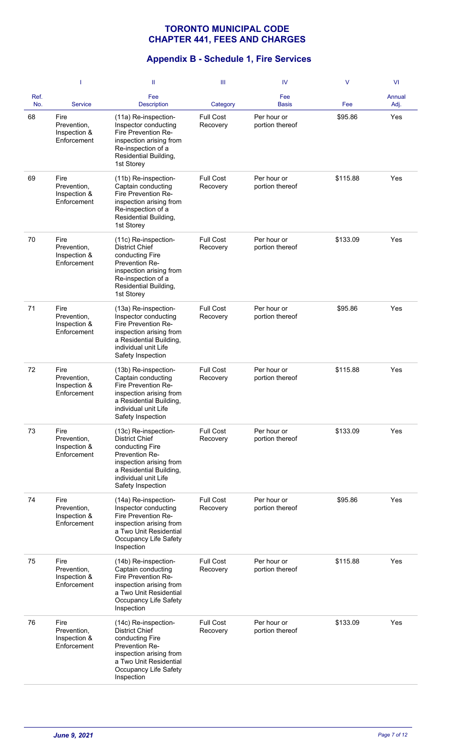# TORONTO MUNICIPAL CODE
# CHAPTER 441, FEES AND CHARGES

## Appendix B - Schedule 1, Fire Services

| | I | II | III | IV | V | VI |
|---|---|---|---|---|---|---|
| Ref. No. | Service | Fee Description | Category | Fee Basis | Fee | Annual Adj. |
| 68 | Fire Prevention, Inspection & Enforcement | (11a) Re-inspection-Inspector conducting Fire Prevention Re-inspection arising from Re-inspection of a Residential Building, 1st Storey | Full Cost Recovery | Per hour or portion thereof | $95.86 | Yes |
| 69 | Fire Prevention, Inspection & Enforcement | (11b) Re-inspection-Captain conducting Fire Prevention Re-inspection arising from Re-inspection of a Residential Building, 1st Storey | Full Cost Recovery | Per hour or portion thereof | $115.88 | Yes |
| 70 | Fire Prevention, Inspection & Enforcement | (11c) Re-inspection-District Chief conducting Fire Prevention Re-inspection arising from Re-inspection of a Residential Building, 1st Storey | Full Cost Recovery | Per hour or portion thereof | $133.09 | Yes |
| 71 | Fire Prevention, Inspection & Enforcement | (13a) Re-inspection-Inspector conducting Fire Prevention Re-inspection arising from a Residential Building, individual unit Life Safety Inspection | Full Cost Recovery | Per hour or portion thereof | $95.86 | Yes |
| 72 | Fire Prevention, Inspection & Enforcement | (13b) Re-inspection-Captain conducting Fire Prevention Re-inspection arising from a Residential Building, individual unit Life Safety Inspection | Full Cost Recovery | Per hour or portion thereof | $115.88 | Yes |
| 73 | Fire Prevention, Inspection & Enforcement | (13c) Re-inspection-District Chief conducting Fire Prevention Re-inspection arising from a Residential Building, individual unit Life Safety Inspection | Full Cost Recovery | Per hour or portion thereof | $133.09 | Yes |
| 74 | Fire Prevention, Inspection & Enforcement | (14a) Re-inspection-Inspector conducting Fire Prevention Re-inspection arising from a Two Unit Residential Occupancy Life Safety Inspection | Full Cost Recovery | Per hour or portion thereof | $95.86 | Yes |
| 75 | Fire Prevention, Inspection & Enforcement | (14b) Re-inspection-Captain conducting Fire Prevention Re-inspection arising from a Two Unit Residential Occupancy Life Safety Inspection | Full Cost Recovery | Per hour or portion thereof | $115.88 | Yes |
| 76 | Fire Prevention, Inspection & Enforcement | (14c) Re-inspection-District Chief conducting Fire Prevention Re-inspection arising from a Two Unit Residential Occupancy Life Safety Inspection | Full Cost Recovery | Per hour or portion thereof | $133.09 | Yes |

*June 9, 2021*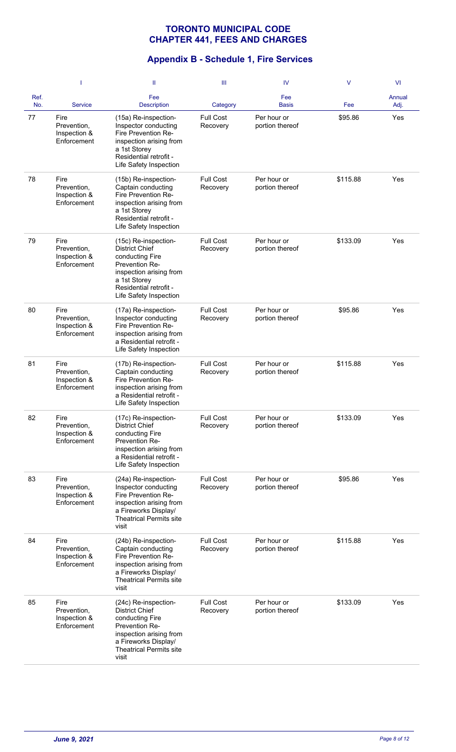# TORONTO MUNICIPAL CODE
# CHAPTER 441, FEES AND CHARGES

## Appendix B - Schedule 1, Fire Services

| | I | II | III | IV | V | VI |
|---|---|---|---|---|---|---|
| Ref. No. | Service | Fee Description | Category | Fee Basis | Fee | Annual Adj. |
| 77 | Fire Prevention, Inspection & Enforcement | (15a) Re-inspection-Inspector conducting Fire Prevention Re-inspection arising from a 1st Storey Residential retrofit - Life Safety Inspection | Full Cost Recovery | Per hour or portion thereof | $95.86 | Yes |
| 78 | Fire Prevention, Inspection & Enforcement | (15b) Re-inspection-Captain conducting Fire Prevention Re-inspection arising from a 1st Storey Residential retrofit - Life Safety Inspection | Full Cost Recovery | Per hour or portion thereof | $115.88 | Yes |
| 79 | Fire Prevention, Inspection & Enforcement | (15c) Re-inspection-District Chief conducting Fire Prevention Re-inspection arising from a 1st Storey Residential retrofit - Life Safety Inspection | Full Cost Recovery | Per hour or portion thereof | $133.09 | Yes |
| 80 | Fire Prevention, Inspection & Enforcement | (17a) Re-inspection-Inspector conducting Fire Prevention Re-inspection arising from a Residential retrofit - Life Safety Inspection | Full Cost Recovery | Per hour or portion thereof | $95.86 | Yes |
| 81 | Fire Prevention, Inspection & Enforcement | (17b) Re-inspection-Captain conducting Fire Prevention Re-inspection arising from a Residential retrofit - Life Safety Inspection | Full Cost Recovery | Per hour or portion thereof | $115.88 | Yes |
| 82 | Fire Prevention, Inspection & Enforcement | (17c) Re-inspection-District Chief conducting Fire Prevention Re-inspection arising from a Residential retrofit - Life Safety Inspection | Full Cost Recovery | Per hour or portion thereof | $133.09 | Yes |
| 83 | Fire Prevention, Inspection & Enforcement | (24a) Re-inspection-Inspector conducting Fire Prevention Re-inspection arising from a Fireworks Display/ Theatrical Permits site visit | Full Cost Recovery | Per hour or portion thereof | $95.86 | Yes |
| 84 | Fire Prevention, Inspection & Enforcement | (24b) Re-inspection-Captain conducting Fire Prevention Re-inspection arising from a Fireworks Display/ Theatrical Permits site visit | Full Cost Recovery | Per hour or portion thereof | $115.88 | Yes |
| 85 | Fire Prevention, Inspection & Enforcement | (24c) Re-inspection-District Chief conducting Fire Prevention Re-inspection arising from a Fireworks Display/ Theatrical Permits site visit | Full Cost Recovery | Per hour or portion thereof | $133.09 | Yes |

*June 9, 2021*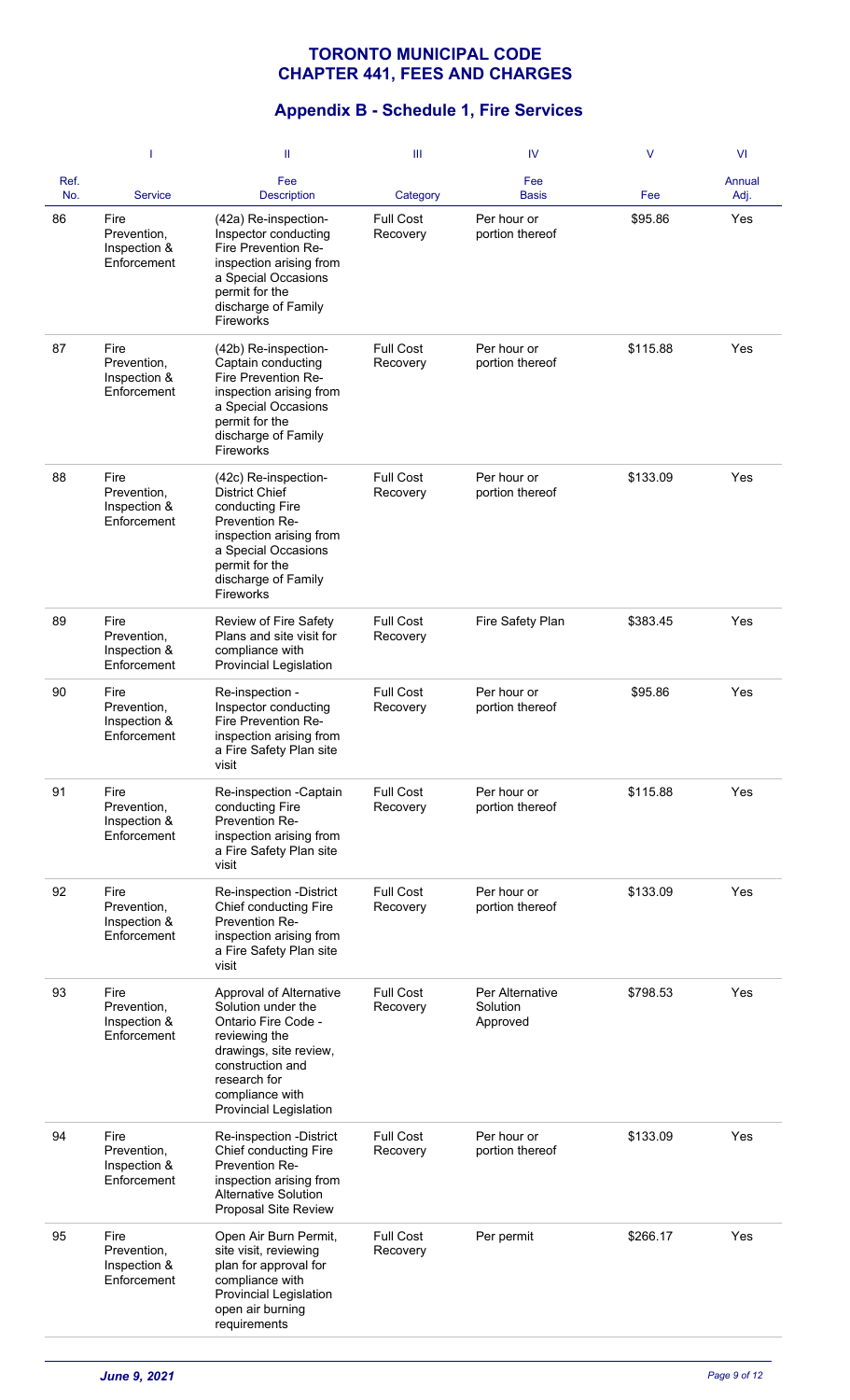# TORONTO MUNICIPAL CODE
# CHAPTER 441, FEES AND CHARGES

## Appendix B - Schedule 1, Fire Services

| | I | II | III | IV | V | VI |
|---|---|---|---|---|---|---|
| Ref. No. | Service | Fee Description | Category | Fee Basis | Fee | Annual Adj. |
| 86 | Fire Prevention, Inspection & Enforcement | (42a) Re-inspection- Inspector conducting Fire Prevention Re-inspection arising from a Special Occasions permit for the discharge of Family Fireworks | Full Cost Recovery | Per hour or portion thereof | $95.86 | Yes |
| 87 | Fire Prevention, Inspection & Enforcement | (42b) Re-inspection- Captain conducting Fire Prevention Re-inspection arising from a Special Occasions permit for the discharge of Family Fireworks | Full Cost Recovery | Per hour or portion thereof | $115.88 | Yes |
| 88 | Fire Prevention, Inspection & Enforcement | (42c) Re-inspection- District Chief conducting Fire Prevention Re-inspection arising from a Special Occasions permit for the discharge of Family Fireworks | Full Cost Recovery | Per hour or portion thereof | $133.09 | Yes |
| 89 | Fire Prevention, Inspection & Enforcement | Review of Fire Safety Plans and site visit for compliance with Provincial Legislation | Full Cost Recovery | Fire Safety Plan | $383.45 | Yes |
| 90 | Fire Prevention, Inspection & Enforcement | Re-inspection - Inspector conducting Fire Prevention Re-inspection arising from a Fire Safety Plan site visit | Full Cost Recovery | Per hour or portion thereof | $95.86 | Yes |
| 91 | Fire Prevention, Inspection & Enforcement | Re-inspection -Captain conducting Fire Prevention Re-inspection arising from a Fire Safety Plan site visit | Full Cost Recovery | Per hour or portion thereof | $115.88 | Yes |
| 92 | Fire Prevention, Inspection & Enforcement | Re-inspection -District Chief conducting Fire Prevention Re-inspection arising from a Fire Safety Plan site visit | Full Cost Recovery | Per hour or portion thereof | $133.09 | Yes |
| 93 | Fire Prevention, Inspection & Enforcement | Approval of Alternative Solution under the Ontario Fire Code - reviewing the drawings, site review, construction and research for compliance with Provincial Legislation | Full Cost Recovery | Per Alternative Solution Approved | $798.53 | Yes |
| 94 | Fire Prevention, Inspection & Enforcement | Re-inspection -District Chief conducting Fire Prevention Re-inspection arising from Alternative Solution Proposal Site Review | Full Cost Recovery | Per hour or portion thereof | $133.09 | Yes |
| 95 | Fire Prevention, Inspection & Enforcement | Open Air Burn Permit, site visit, reviewing plan for approval for compliance with Provincial Legislation open air burning requirements | Full Cost Recovery | Per permit | $266.17 | Yes |

*June 9, 2021*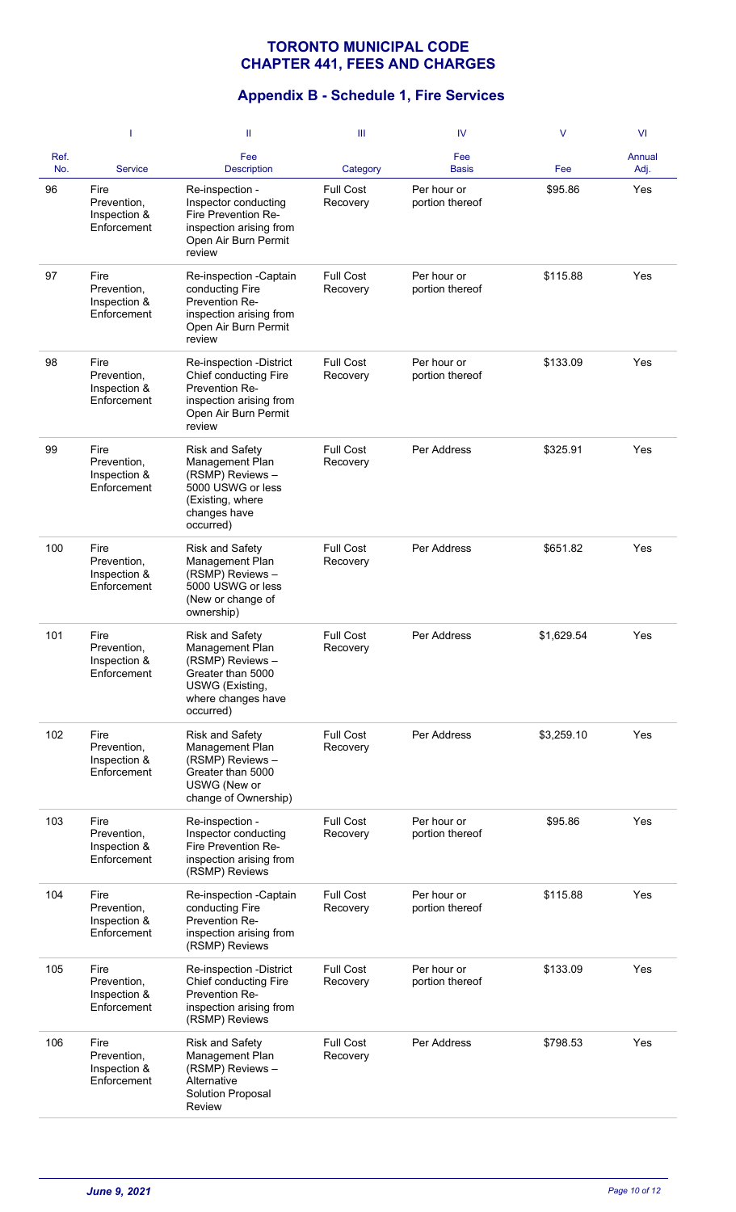# TORONTO MUNICIPAL CODE
# CHAPTER 441, FEES AND CHARGES

## Appendix B - Schedule 1, Fire Services

| | I | II | III | IV | V | VI |
|---|---|---|---|---|---|---|
| Ref. No. | Service | Fee Description | Category | Fee Basis | Fee | Annual Adj. |
| 96 | Fire Prevention, Inspection & Enforcement | Re-inspection - Inspector conducting Fire Prevention Re-inspection arising from Open Air Burn Permit review | Full Cost Recovery | Per hour or portion thereof | $95.86 | Yes |
| 97 | Fire Prevention, Inspection & Enforcement | Re-inspection -Captain conducting Fire Prevention Re-inspection arising from Open Air Burn Permit review | Full Cost Recovery | Per hour or portion thereof | $115.88 | Yes |
| 98 | Fire Prevention, Inspection & Enforcement | Re-inspection -District Chief conducting Fire Prevention Re-inspection arising from Open Air Burn Permit review | Full Cost Recovery | Per hour or portion thereof | $133.09 | Yes |
| 99 | Fire Prevention, Inspection & Enforcement | Risk and Safety Management Plan (RSMP) Reviews – 5000 USWG or less (Existing, where changes have occurred) | Full Cost Recovery | Per Address | $325.91 | Yes |
| 100 | Fire Prevention, Inspection & Enforcement | Risk and Safety Management Plan (RSMP) Reviews – 5000 USWG or less (New or change of ownership) | Full Cost Recovery | Per Address | $651.82 | Yes |
| 101 | Fire Prevention, Inspection & Enforcement | Risk and Safety Management Plan (RSMP) Reviews – Greater than 5000 USWG (Existing, where changes have occurred) | Full Cost Recovery | Per Address | $1,629.54 | Yes |
| 102 | Fire Prevention, Inspection & Enforcement | Risk and Safety Management Plan (RSMP) Reviews – Greater than 5000 USWG (New or change of Ownership) | Full Cost Recovery | Per Address | $3,259.10 | Yes |
| 103 | Fire Prevention, Inspection & Enforcement | Re-inspection - Inspector conducting Fire Prevention Re-inspection arising from (RSMP) Reviews | Full Cost Recovery | Per hour or portion thereof | $95.86 | Yes |
| 104 | Fire Prevention, Inspection & Enforcement | Re-inspection -Captain conducting Fire Prevention Re-inspection arising from (RSMP) Reviews | Full Cost Recovery | Per hour or portion thereof | $115.88 | Yes |
| 105 | Fire Prevention, Inspection & Enforcement | Re-inspection -District Chief conducting Fire Prevention Re-inspection arising from (RSMP) Reviews | Full Cost Recovery | Per hour or portion thereof | $133.09 | Yes |
| 106 | Fire Prevention, Inspection & Enforcement | Risk and Safety Management Plan (RSMP) Reviews – Alternative Solution Proposal Review | Full Cost Recovery | Per Address | $798.53 | Yes |

*June 9, 2021*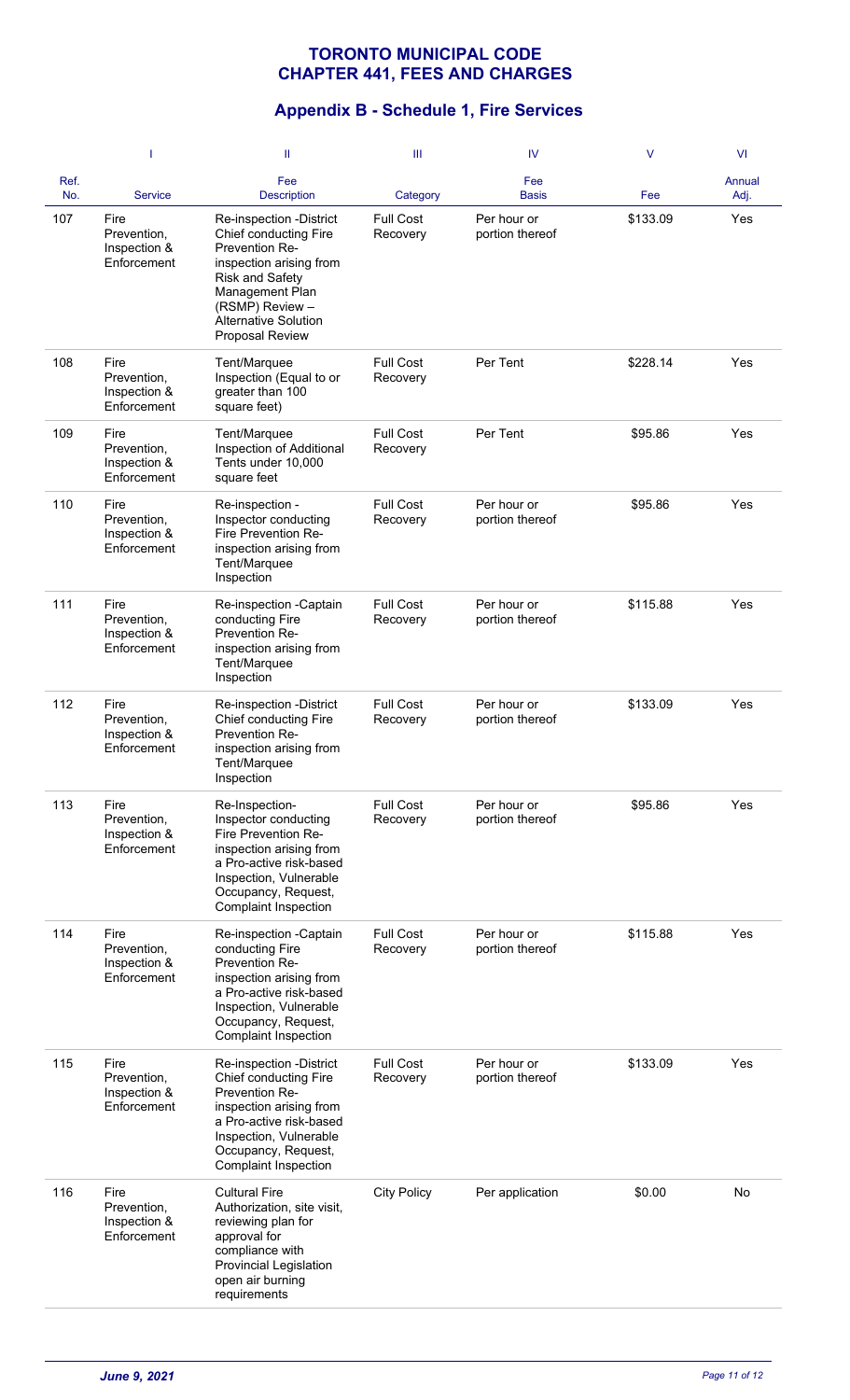# TORONTO MUNICIPAL CODE
# CHAPTER 441, FEES AND CHARGES

## Appendix B - Schedule 1, Fire Services

| | I | II | III | IV | V | VI |
|---|---|---|---|---|---|---|
| Ref. No. | Service | Fee Description | Category | Fee Basis | Fee | Annual Adj. |
| 107 | Fire Prevention, Inspection & Enforcement | Re-inspection -District Chief conducting Fire Prevention Re-inspection arising from Risk and Safety Management Plan (RSMP) Review – Alternative Solution Proposal Review | Full Cost Recovery | Per hour or portion thereof | $133.09 | Yes |
| 108 | Fire Prevention, Inspection & Enforcement | Tent/Marquee Inspection (Equal to or greater than 100 square feet) | Full Cost Recovery | Per Tent | $228.14 | Yes |
| 109 | Fire Prevention, Inspection & Enforcement | Tent/Marquee Inspection of Additional Tents under 10,000 square feet | Full Cost Recovery | Per Tent | $95.86 | Yes |
| 110 | Fire Prevention, Inspection & Enforcement | Re-inspection - Inspector conducting Fire Prevention Re-inspection arising from Tent/Marquee Inspection | Full Cost Recovery | Per hour or portion thereof | $95.86 | Yes |
| 111 | Fire Prevention, Inspection & Enforcement | Re-inspection -Captain conducting Fire Prevention Re-inspection arising from Tent/Marquee Inspection | Full Cost Recovery | Per hour or portion thereof | $115.88 | Yes |
| 112 | Fire Prevention, Inspection & Enforcement | Re-inspection -District Chief conducting Fire Prevention Re-inspection arising from Tent/Marquee Inspection | Full Cost Recovery | Per hour or portion thereof | $133.09 | Yes |
| 113 | Fire Prevention, Inspection & Enforcement | Re-Inspection-Inspector conducting Fire Prevention Re-inspection arising from a Pro-active risk-based Inspection, Vulnerable Occupancy, Request, Complaint Inspection | Full Cost Recovery | Per hour or portion thereof | $95.86 | Yes |
| 114 | Fire Prevention, Inspection & Enforcement | Re-inspection -Captain conducting Fire Prevention Re-inspection arising from a Pro-active risk-based Inspection, Vulnerable Occupancy, Request, Complaint Inspection | Full Cost Recovery | Per hour or portion thereof | $115.88 | Yes |
| 115 | Fire Prevention, Inspection & Enforcement | Re-inspection -District Chief conducting Fire Prevention Re-inspection arising from a Pro-active risk-based Inspection, Vulnerable Occupancy, Request, Complaint Inspection | Full Cost Recovery | Per hour or portion thereof | $133.09 | Yes |
| 116 | Fire Prevention, Inspection & Enforcement | Cultural Fire Authorization, site visit, reviewing plan for approval for compliance with Provincial Legislation open air burning requirements | City Policy | Per application | $0.00 | No |

*June 9, 2021*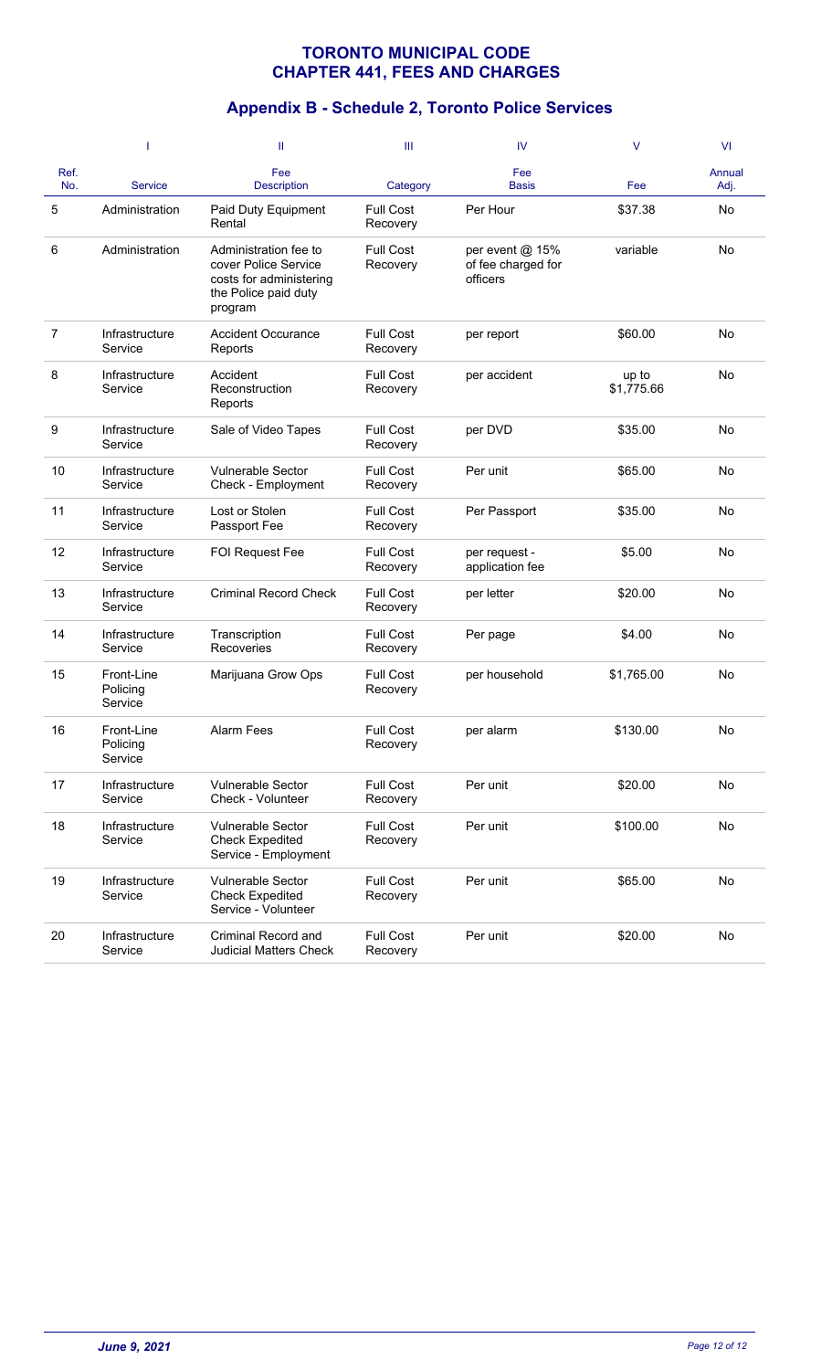# TORONTO MUNICIPAL CODE
# CHAPTER 441, FEES AND CHARGES

## Appendix B - Schedule 2, Toronto Police Services

| | I | II | III | IV | V | VI |
|---|---|---|---|---|---|---|
| Ref. No. | Service | Fee Description | Category | Fee Basis | Fee | Annual Adj. |
| 5 | Administration | Paid Duty Equipment Rental | Full Cost Recovery | Per Hour | $37.38 | No |
| 6 | Administration | Administration fee to cover Police Service costs for administering the Police paid duty program | Full Cost Recovery | per event @ 15% of fee charged for officers | variable | No |
| 7 | Infrastructure Service | Accident Occurance Reports | Full Cost Recovery | per report | $60.00 | No |
| 8 | Infrastructure Service | Accident Reconstruction Reports | Full Cost Recovery | per accident | up to $1,775.66 | No |
| 9 | Infrastructure Service | Sale of Video Tapes | Full Cost Recovery | per DVD | $35.00 | No |
| 10 | Infrastructure Service | Vulnerable Sector Check - Employment | Full Cost Recovery | Per unit | $65.00 | No |
| 11 | Infrastructure Service | Lost or Stolen Passport Fee | Full Cost Recovery | Per Passport | $35.00 | No |
| 12 | Infrastructure Service | FOI Request Fee | Full Cost Recovery | per request - application fee | $5.00 | No |
| 13 | Infrastructure Service | Criminal Record Check | Full Cost Recovery | per letter | $20.00 | No |
| 14 | Infrastructure Service | Transcription Recoveries | Full Cost Recovery | Per page | $4.00 | No |
| 15 | Front-Line Policing Service | Marijuana Grow Ops | Full Cost Recovery | per household | $1,765.00 | No |
| 16 | Front-Line Policing Service | Alarm Fees | Full Cost Recovery | per alarm | $130.00 | No |
| 17 | Infrastructure Service | Vulnerable Sector Check - Volunteer | Full Cost Recovery | Per unit | $20.00 | No |
| 18 | Infrastructure Service | Vulnerable Sector Check Expedited Service - Employment | Full Cost Recovery | Per unit | $100.00 | No |
| 19 | Infrastructure Service | Vulnerable Sector Check Expedited Service - Volunteer | Full Cost Recovery | Per unit | $65.00 | No |
| 20 | Infrastructure Service | Criminal Record and Judicial Matters Check | Full Cost Recovery | Per unit | $20.00 | No |

*June 9, 2021*